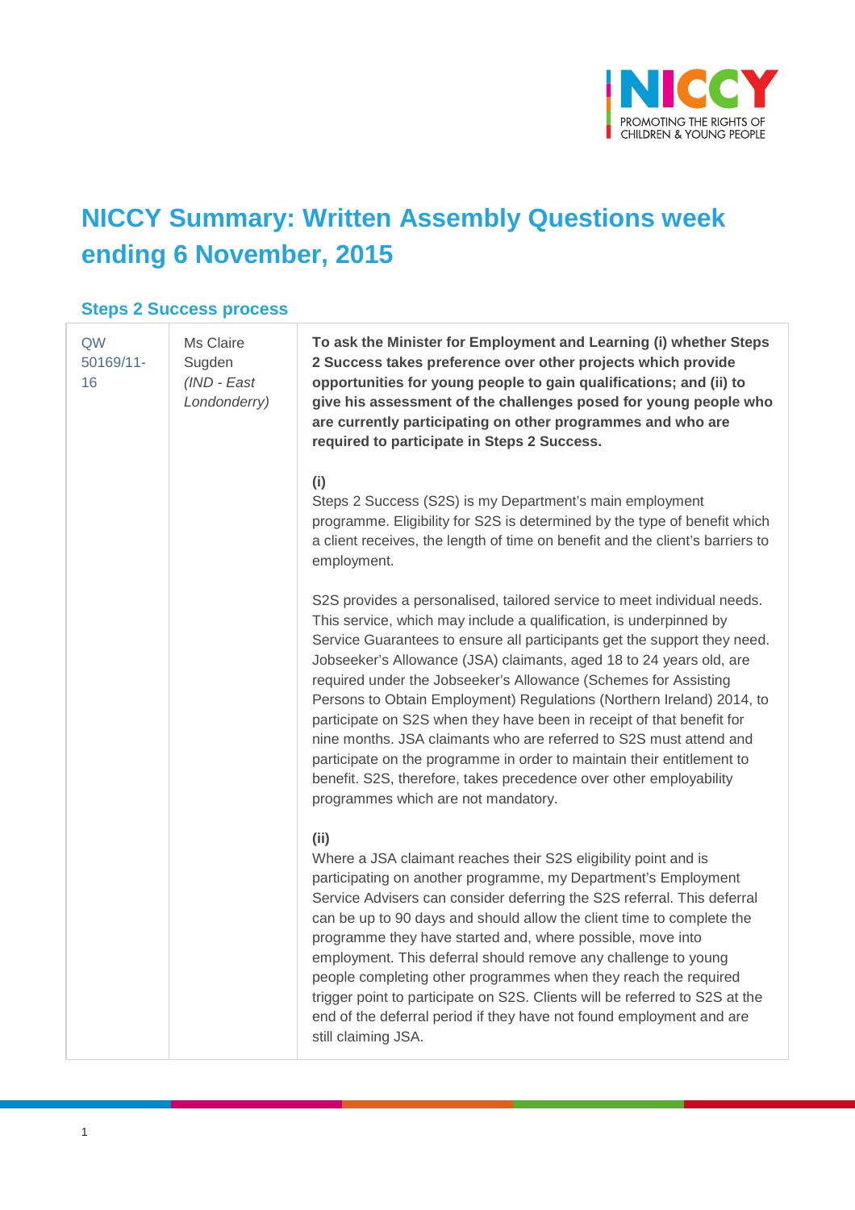# NICCY Summary: Written Assembly Questions week ending 6 November, 2015

## Steps 2 Success process

| | | |
|---|---|---|
| QW 50169/11-16 | Ms Claire Sugden *(IND - East Londonderry)* | **To ask the Minister for Employment and Learning (i) whether Steps 2 Success takes preference over other projects which provide opportunities for young people to gain qualifications; and (ii) to give his assessment of the challenges posed for young people who are currently participating on other programmes and who are required to participate in Steps 2 Success.**<br><br>**(i)**<br>Steps 2 Success (S2S) is my Department's main employment programme. Eligibility for S2S is determined by the type of benefit which a client receives, the length of time on benefit and the client's barriers to employment.<br><br>S2S provides a personalised, tailored service to meet individual needs. This service, which may include a qualification, is underpinned by Service Guarantees to ensure all participants get the support they need. Jobseeker's Allowance (JSA) claimants, aged 18 to 24 years old, are required under the Jobseeker's Allowance (Schemes for Assisting Persons to Obtain Employment) Regulations (Northern Ireland) 2014, to participate on S2S when they have been in receipt of that benefit for nine months. JSA claimants who are referred to S2S must attend and participate on the programme in order to maintain their entitlement to benefit. S2S, therefore, takes precedence over other employability programmes which are not mandatory.<br><br>**(ii)**<br>Where a JSA claimant reaches their S2S eligibility point and is participating on another programme, my Department's Employment Service Advisers can consider deferring the S2S referral. This deferral can be up to 90 days and should allow the client time to complete the programme they have started and, where possible, move into employment. This deferral should remove any challenge to young people completing other programmes when they reach the required trigger point to participate on S2S. Clients will be referred to S2S at the end of the deferral period if they have not found employment and are still claiming JSA. |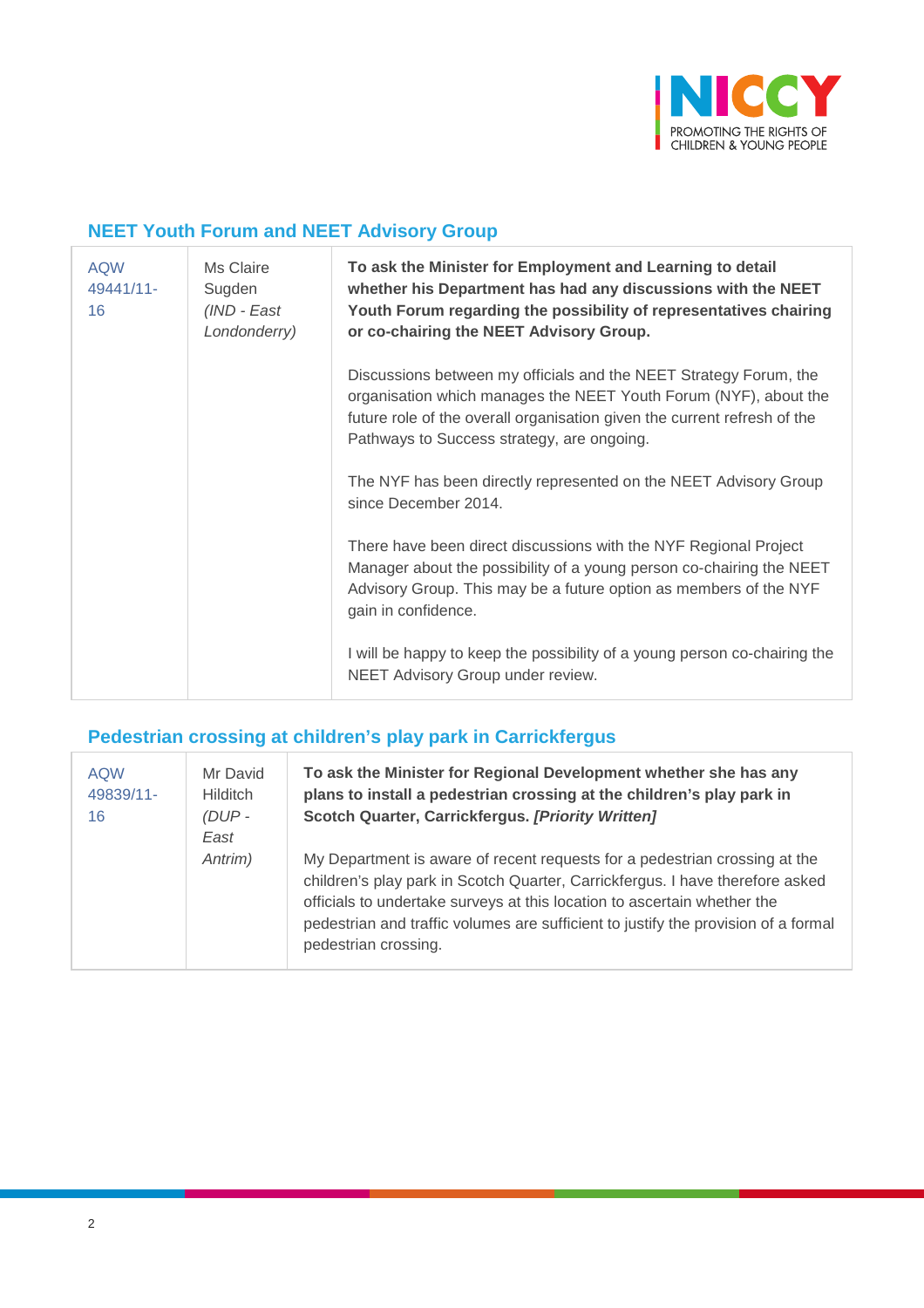## NEET Youth Forum and NEET Advisory Group

| | | |
|---|---|---|
| AQW 49441/11-16 | Ms Claire Sugden *(IND - East Londonderry)* | **To ask the Minister for Employment and Learning to detail whether his Department has had any discussions with the NEET Youth Forum regarding the possibility of representatives chairing or co-chairing the NEET Advisory Group.**<br><br>Discussions between my officials and the NEET Strategy Forum, the organisation which manages the NEET Youth Forum (NYF), about the future role of the overall organisation given the current refresh of the Pathways to Success strategy, are ongoing.<br><br>The NYF has been directly represented on the NEET Advisory Group since December 2014.<br><br>There have been direct discussions with the NYF Regional Project Manager about the possibility of a young person co-chairing the NEET Advisory Group. This may be a future option as members of the NYF gain in confidence.<br><br>I will be happy to keep the possibility of a young person co-chairing the NEET Advisory Group under review. |

## Pedestrian crossing at children's play park in Carrickfergus

| | | |
|---|---|---|
| AQW 49839/11-16 | Mr David Hilditch *(DUP - East Antrim)* | **To ask the Minister for Regional Development whether she has any plans to install a pedestrian crossing at the children's play park in Scotch Quarter, Carrickfergus. *[Priority Written]***<br><br>My Department is aware of recent requests for a pedestrian crossing at the children's play park in Scotch Quarter, Carrickfergus. I have therefore asked officials to undertake surveys at this location to ascertain whether the pedestrian and traffic volumes are sufficient to justify the provision of a formal pedestrian crossing. |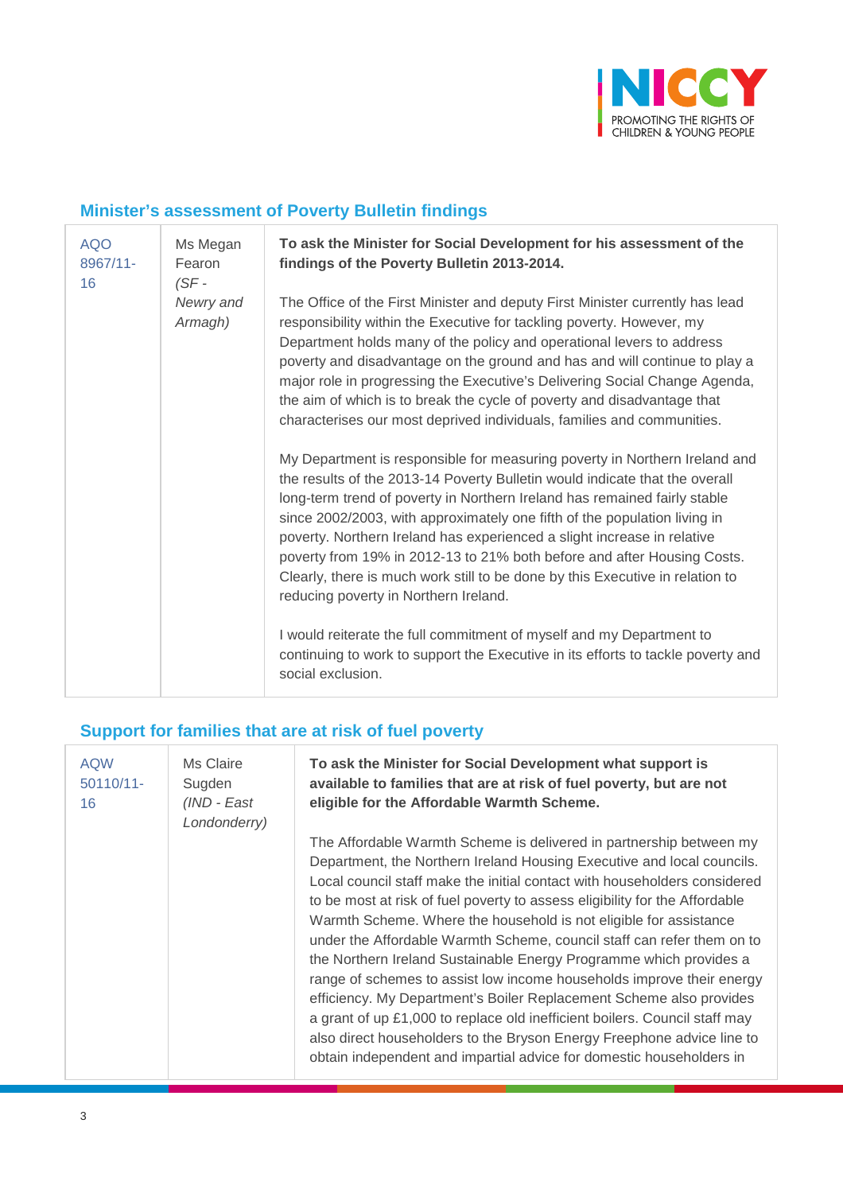## Minister's assessment of Poverty Bulletin findings

| | | |
|---|---|---|
| AQO 8967/11-16 | Ms Megan Fearon *(SF - Newry and Armagh)* | **To ask the Minister for Social Development for his assessment of the findings of the Poverty Bulletin 2013-2014.**<br><br>The Office of the First Minister and deputy First Minister currently has lead responsibility within the Executive for tackling poverty. However, my Department holds many of the policy and operational levers to address poverty and disadvantage on the ground and has and will continue to play a major role in progressing the Executive's Delivering Social Change Agenda, the aim of which is to break the cycle of poverty and disadvantage that characterises our most deprived individuals, families and communities.<br><br>My Department is responsible for measuring poverty in Northern Ireland and the results of the 2013-14 Poverty Bulletin would indicate that the overall long-term trend of poverty in Northern Ireland has remained fairly stable since 2002/2003, with approximately one fifth of the population living in poverty. Northern Ireland has experienced a slight increase in relative poverty from 19% in 2012-13 to 21% both before and after Housing Costs. Clearly, there is much work still to be done by this Executive in relation to reducing poverty in Northern Ireland.<br><br>I would reiterate the full commitment of myself and my Department to continuing to work to support the Executive in its efforts to tackle poverty and social exclusion. |

## Support for families that are at risk of fuel poverty

| | | |
|---|---|---|
| AQW 50110/11-16 | Ms Claire Sugden *(IND - East Londonderry)* | **To ask the Minister for Social Development what support is available to families that are at risk of fuel poverty, but are not eligible for the Affordable Warmth Scheme.**<br><br>The Affordable Warmth Scheme is delivered in partnership between my Department, the Northern Ireland Housing Executive and local councils. Local council staff make the initial contact with householders considered to be most at risk of fuel poverty to assess eligibility for the Affordable Warmth Scheme. Where the household is not eligible for assistance under the Affordable Warmth Scheme, council staff can refer them on to the Northern Ireland Sustainable Energy Programme which provides a range of schemes to assist low income households improve their energy efficiency. My Department's Boiler Replacement Scheme also provides a grant of up £1,000 to replace old inefficient boilers. Council staff may also direct householders to the Bryson Energy Freephone advice line to obtain independent and impartial advice for domestic householders in |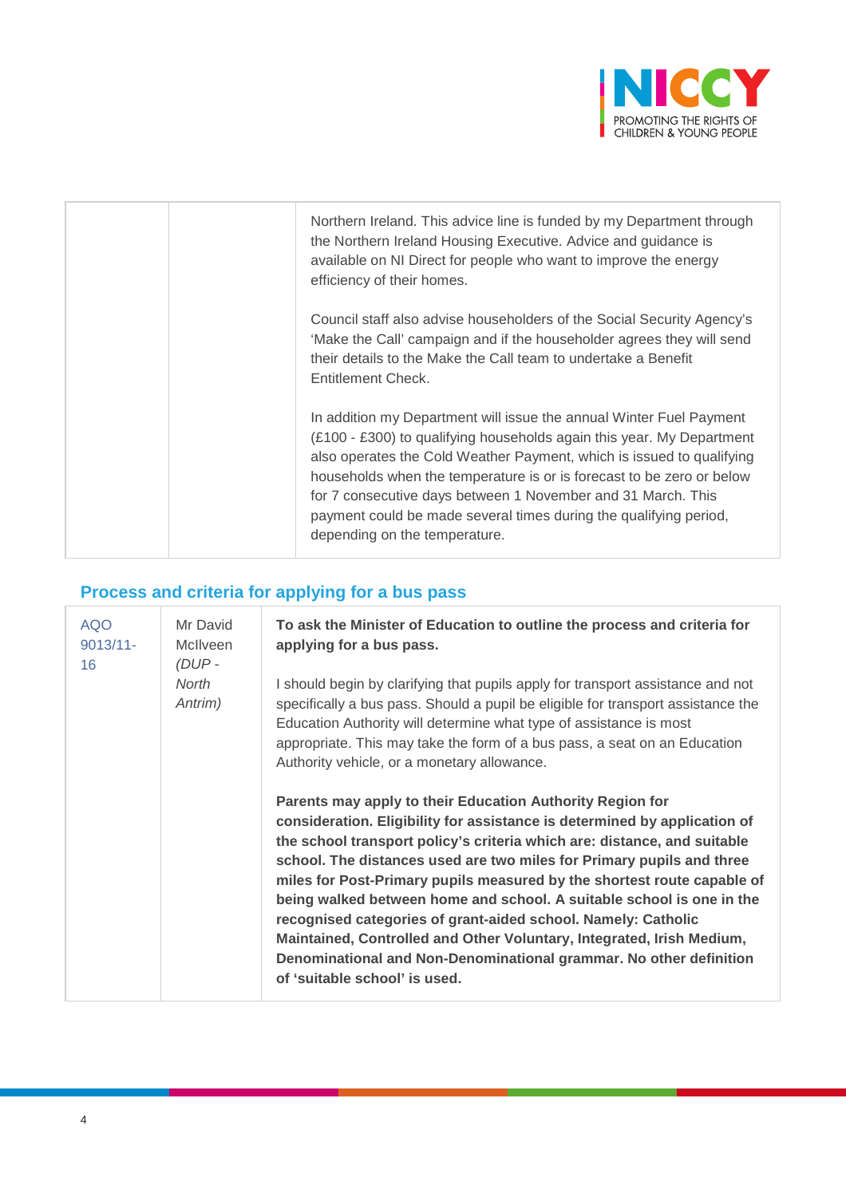| | | |
|---|---|---|
| | | Northern Ireland. This advice line is funded by my Department through the Northern Ireland Housing Executive. Advice and guidance is available on NI Direct for people who want to improve the energy efficiency of their homes.<br><br>Council staff also advise householders of the Social Security Agency's 'Make the Call' campaign and if the householder agrees they will send their details to the Make the Call team to undertake a Benefit Entitlement Check.<br><br>In addition my Department will issue the annual Winter Fuel Payment (£100 - £300) to qualifying households again this year. My Department also operates the Cold Weather Payment, which is issued to qualifying households when the temperature is or is forecast to be zero or below for 7 consecutive days between 1 November and 31 March. This payment could be made several times during the qualifying period, depending on the temperature. |

## Process and criteria for applying for a bus pass

| | | |
|---|---|---|
| AQO 9013/11-16 | Mr David McIlveen *(DUP - North Antrim)* | **To ask the Minister of Education to outline the process and criteria for applying for a bus pass.**<br><br>I should begin by clarifying that pupils apply for transport assistance and not specifically a bus pass. Should a pupil be eligible for transport assistance the Education Authority will determine what type of assistance is most appropriate. This may take the form of a bus pass, a seat on an Education Authority vehicle, or a monetary allowance.<br><br>**Parents may apply to their Education Authority Region for consideration. Eligibility for assistance is determined by application of the school transport policy's criteria which are: distance, and suitable school. The distances used are two miles for Primary pupils and three miles for Post-Primary pupils measured by the shortest route capable of being walked between home and school. A suitable school is one in the recognised categories of grant-aided school. Namely: Catholic Maintained, Controlled and Other Voluntary, Integrated, Irish Medium, Denominational and Non-Denominational grammar. No other definition of 'suitable school' is used.** |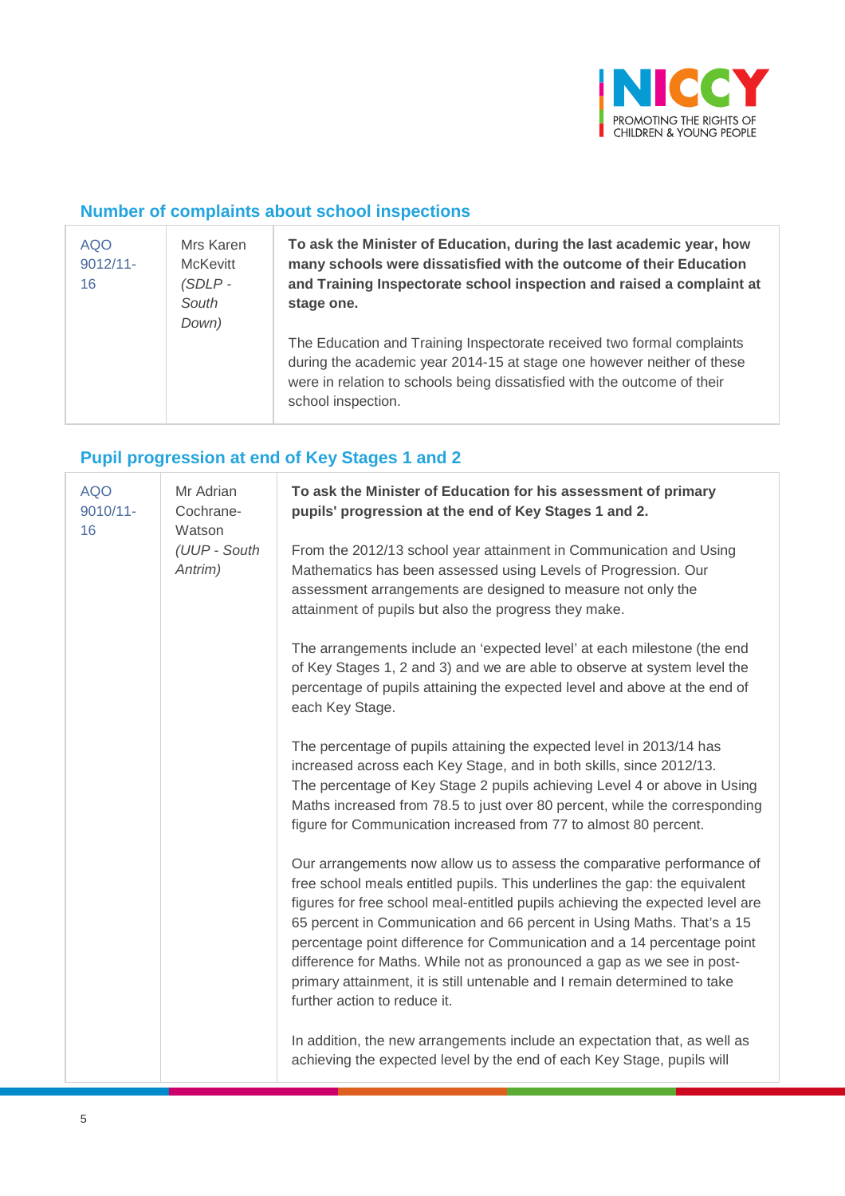## Number of complaints about school inspections

| | | |
|---|---|---|
| AQO 9012/11-16 | Mrs Karen McKevitt *(SDLP - South Down)* | **To ask the Minister of Education, during the last academic year, how many schools were dissatisfied with the outcome of their Education and Training Inspectorate school inspection and raised a complaint at stage one.**<br><br>The Education and Training Inspectorate received two formal complaints during the academic year 2014-15 at stage one however neither of these were in relation to schools being dissatisfied with the outcome of their school inspection. |

## Pupil progression at end of Key Stages 1 and 2

| | | |
|---|---|---|
| AQO 9010/11-16 | Mr Adrian Cochrane-Watson *(UUP - South Antrim)* | **To ask the Minister of Education for his assessment of primary pupils' progression at the end of Key Stages 1 and 2.**<br><br>From the 2012/13 school year attainment in Communication and Using Mathematics has been assessed using Levels of Progression. Our assessment arrangements are designed to measure not only the attainment of pupils but also the progress they make.<br><br>The arrangements include an 'expected level' at each milestone (the end of Key Stages 1, 2 and 3) and we are able to observe at system level the percentage of pupils attaining the expected level and above at the end of each Key Stage.<br><br>The percentage of pupils attaining the expected level in 2013/14 has increased across each Key Stage, and in both skills, since 2012/13. The percentage of Key Stage 2 pupils achieving Level 4 or above in Using Maths increased from 78.5 to just over 80 percent, while the corresponding figure for Communication increased from 77 to almost 80 percent.<br><br>Our arrangements now allow us to assess the comparative performance of free school meals entitled pupils. This underlines the gap: the equivalent figures for free school meal-entitled pupils achieving the expected level are 65 percent in Communication and 66 percent in Using Maths. That's a 15 percentage point difference for Communication and a 14 percentage point difference for Maths. While not as pronounced a gap as we see in post-primary attainment, it is still untenable and I remain determined to take further action to reduce it.<br><br>In addition, the new arrangements include an expectation that, as well as achieving the expected level by the end of each Key Stage, pupils will |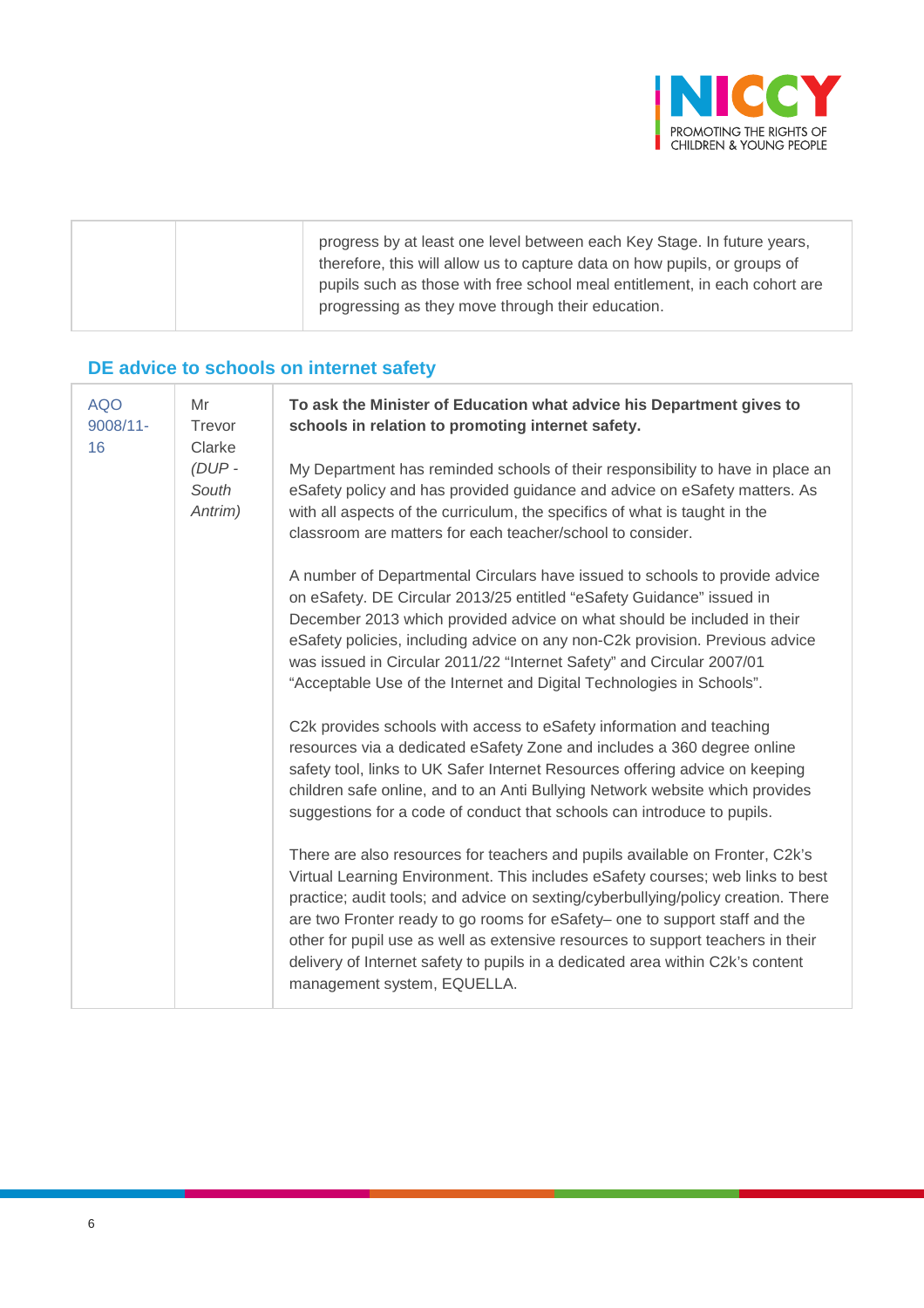| | | progress by at least one level between each Key Stage. In future years, therefore, this will allow us to capture data on how pupils, or groups of pupils such as those with free school meal entitlement, in each cohort are progressing as they move through their education. |
|---|---|---|

## DE advice to schools on internet safety

| AQO 9008/11-16 | Mr Trevor Clarke *(DUP - South Antrim)* | **To ask the Minister of Education what advice his Department gives to schools in relation to promoting internet safety.**<br><br>My Department has reminded schools of their responsibility to have in place an eSafety policy and has provided guidance and advice on eSafety matters. As with all aspects of the curriculum, the specifics of what is taught in the classroom are matters for each teacher/school to consider.<br><br>A number of Departmental Circulars have issued to schools to provide advice on eSafety. DE Circular 2013/25 entitled "eSafety Guidance" issued in December 2013 which provided advice on what should be included in their eSafety policies, including advice on any non-C2k provision. Previous advice was issued in Circular 2011/22 "Internet Safety" and Circular 2007/01 "Acceptable Use of the Internet and Digital Technologies in Schools".<br><br>C2k provides schools with access to eSafety information and teaching resources via a dedicated eSafety Zone and includes a 360 degree online safety tool, links to UK Safer Internet Resources offering advice on keeping children safe online, and to an Anti Bullying Network website which provides suggestions for a code of conduct that schools can introduce to pupils.<br><br>There are also resources for teachers and pupils available on Fronter, C2k's Virtual Learning Environment. This includes eSafety courses; web links to best practice; audit tools; and advice on sexting/cyberbullying/policy creation. There are two Fronter ready to go rooms for eSafety– one to support staff and the other for pupil use as well as extensive resources to support teachers in their delivery of Internet safety to pupils in a dedicated area within C2k's content management system, EQUELLA. |
|---|---|---|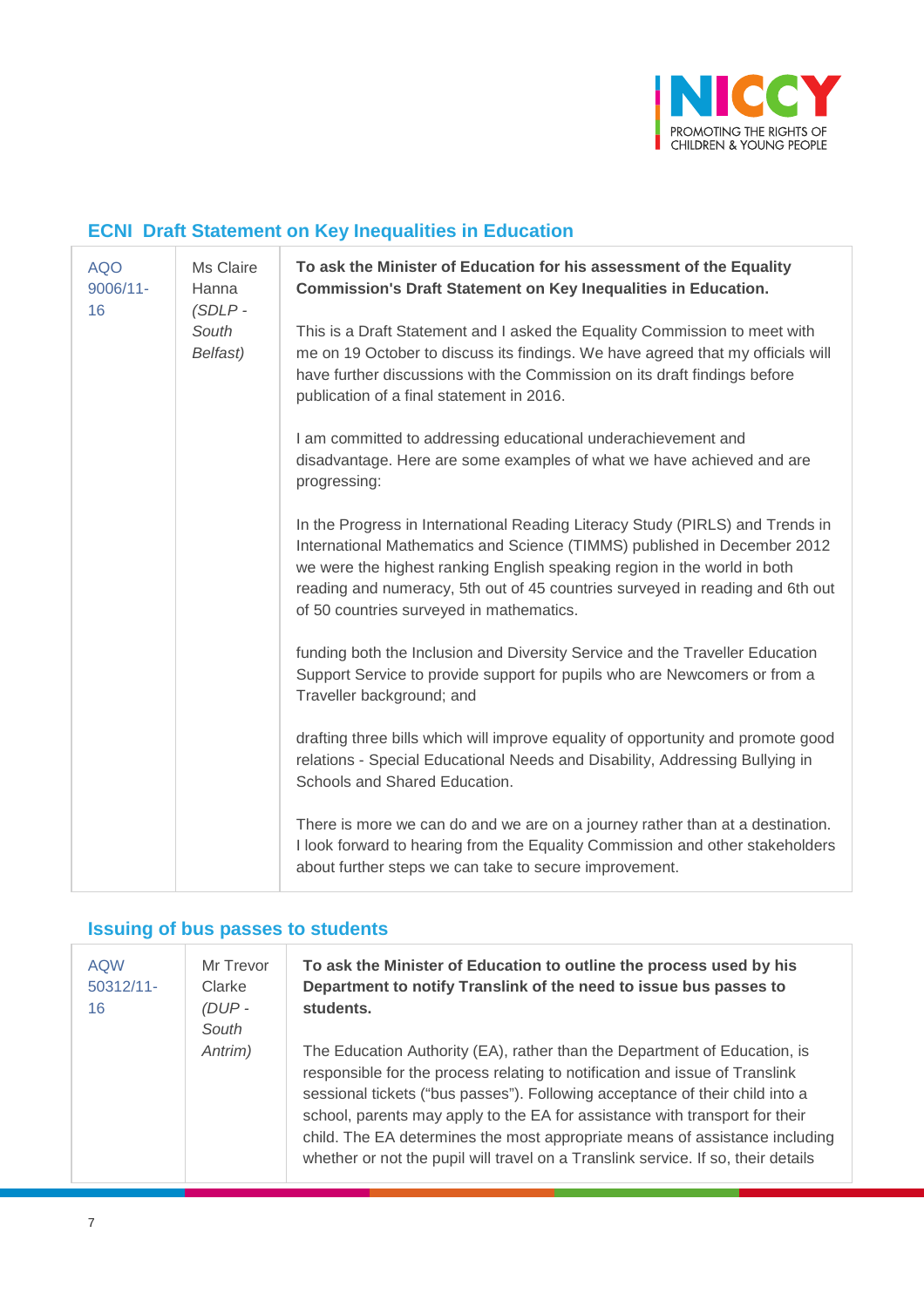## ECNI Draft Statement on Key Inequalities in Education

| | | |
|---|---|---|
| AQO 9006/11-16 | Ms Claire Hanna *(SDLP - South Belfast)* | **To ask the Minister of Education for his assessment of the Equality Commission's Draft Statement on Key Inequalities in Education.**<br><br>This is a Draft Statement and I asked the Equality Commission to meet with me on 19 October to discuss its findings. We have agreed that my officials will have further discussions with the Commission on its draft findings before publication of a final statement in 2016.<br><br>I am committed to addressing educational underachievement and disadvantage. Here are some examples of what we have achieved and are progressing:<br><br>In the Progress in International Reading Literacy Study (PIRLS) and Trends in International Mathematics and Science (TIMMS) published in December 2012 we were the highest ranking English speaking region in the world in both reading and numeracy, 5th out of 45 countries surveyed in reading and 6th out of 50 countries surveyed in mathematics.<br><br>funding both the Inclusion and Diversity Service and the Traveller Education Support Service to provide support for pupils who are Newcomers or from a Traveller background; and<br><br>drafting three bills which will improve equality of opportunity and promote good relations - Special Educational Needs and Disability, Addressing Bullying in Schools and Shared Education.<br><br>There is more we can do and we are on a journey rather than at a destination. I look forward to hearing from the Equality Commission and other stakeholders about further steps we can take to secure improvement. |

## Issuing of bus passes to students

| | | |
|---|---|---|
| AQW 50312/11-16 | Mr Trevor Clarke *(DUP - South Antrim)* | **To ask the Minister of Education to outline the process used by his Department to notify Translink of the need to issue bus passes to students.**<br><br>The Education Authority (EA), rather than the Department of Education, is responsible for the process relating to notification and issue of Translink sessional tickets ("bus passes"). Following acceptance of their child into a school, parents may apply to the EA for assistance with transport for their child. The EA determines the most appropriate means of assistance including whether or not the pupil will travel on a Translink service. If so, their details |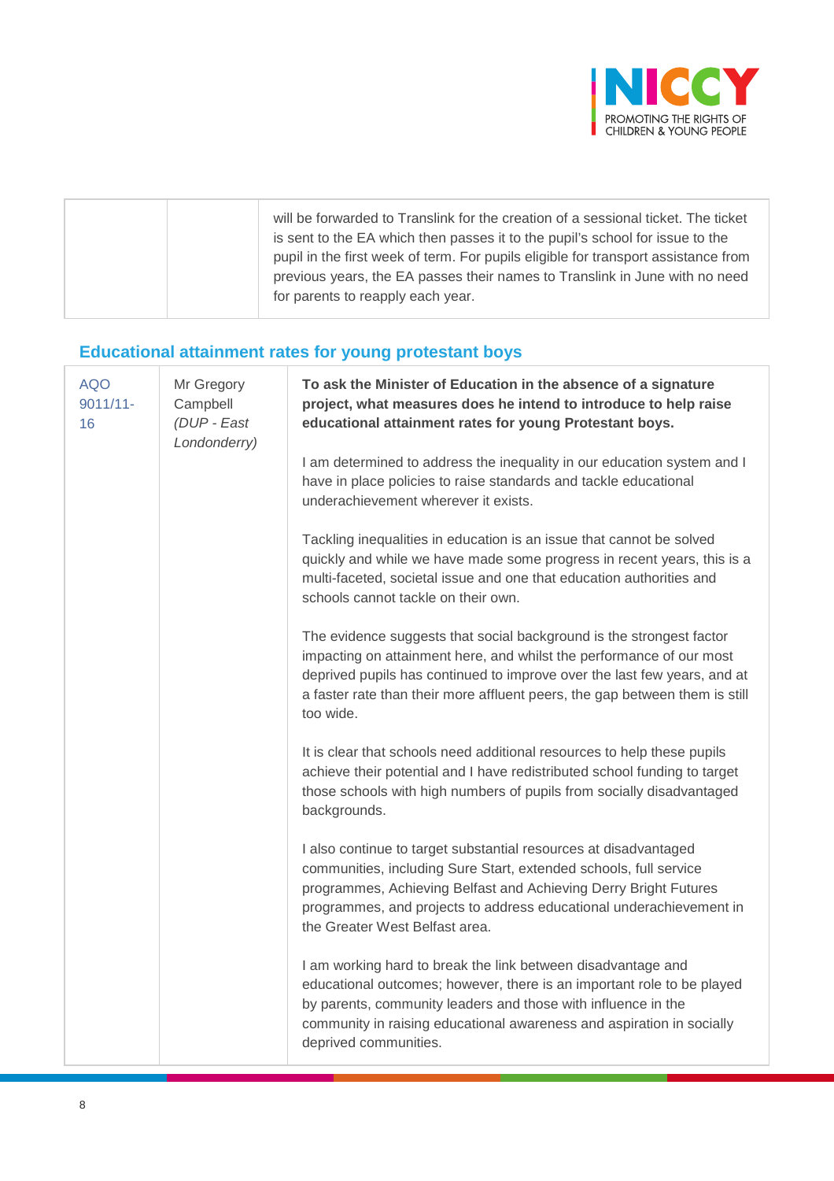| | | will be forwarded to Translink for the creation of a sessional ticket. The ticket is sent to the EA which then passes it to the pupil's school for issue to the pupil in the first week of term. For pupils eligible for transport assistance from previous years, the EA passes their names to Translink in June with no need for parents to reapply each year. |
|---|---|---|

## Educational attainment rates for young protestant boys

| | | |
|---|---|---|
| AQO 9011/11-16 | Mr Gregory Campbell *(DUP - East Londonderry)* | **To ask the Minister of Education in the absence of a signature project, what measures does he intend to introduce to help raise educational attainment rates for young Protestant boys.**<br><br>I am determined to address the inequality in our education system and I have in place policies to raise standards and tackle educational underachievement wherever it exists.<br><br>Tackling inequalities in education is an issue that cannot be solved quickly and while we have made some progress in recent years, this is a multi-faceted, societal issue and one that education authorities and schools cannot tackle on their own.<br><br>The evidence suggests that social background is the strongest factor impacting on attainment here, and whilst the performance of our most deprived pupils has continued to improve over the last few years, and at a faster rate than their more affluent peers, the gap between them is still too wide.<br><br>It is clear that schools need additional resources to help these pupils achieve their potential and I have redistributed school funding to target those schools with high numbers of pupils from socially disadvantaged backgrounds.<br><br>I also continue to target substantial resources at disadvantaged communities, including Sure Start, extended schools, full service programmes, Achieving Belfast and Achieving Derry Bright Futures programmes, and projects to address educational underachievement in the Greater West Belfast area.<br><br>I am working hard to break the link between disadvantage and educational outcomes; however, there is an important role to be played by parents, community leaders and those with influence in the community in raising educational awareness and aspiration in socially deprived communities. |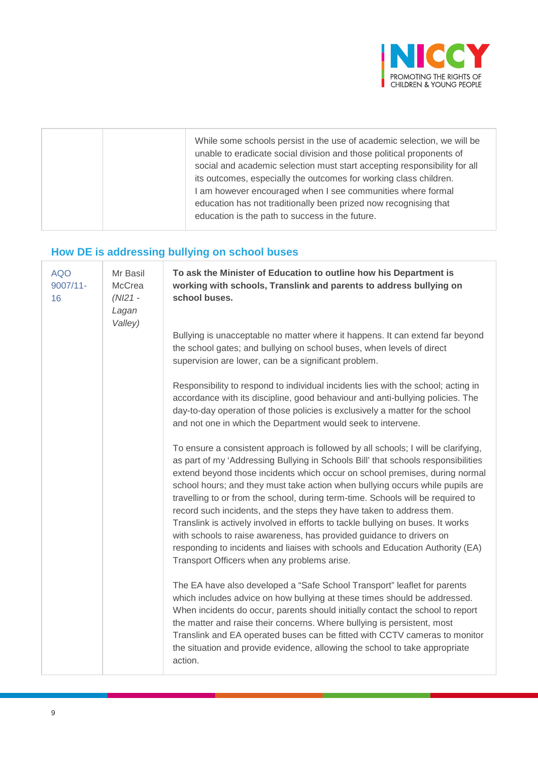| | | While some schools persist in the use of academic selection, we will be unable to eradicate social division and those political proponents of social and academic selection must start accepting responsibility for all its outcomes, especially the outcomes for working class children.<br>I am however encouraged when I see communities where formal education has not traditionally been prized now recognising that education is the path to success in the future. |
|---|---|---|

## How DE is addressing bullying on school buses

| | | |
|---|---|---|
| AQO 9007/11-16 | Mr Basil McCrea *(NI21 - Lagan Valley)* | **To ask the Minister of Education to outline how his Department is working with schools, Translink and parents to address bullying on school buses.**<br><br>Bullying is unacceptable no matter where it happens. It can extend far beyond the school gates; and bullying on school buses, when levels of direct supervision are lower, can be a significant problem.<br><br>Responsibility to respond to individual incidents lies with the school; acting in accordance with its discipline, good behaviour and anti-bullying policies. The day-to-day operation of those policies is exclusively a matter for the school and not one in which the Department would seek to intervene.<br><br>To ensure a consistent approach is followed by all schools; I will be clarifying, as part of my 'Addressing Bullying in Schools Bill' that schools responsibilities extend beyond those incidents which occur on school premises, during normal school hours; and they must take action when bullying occurs while pupils are travelling to or from the school, during term-time. Schools will be required to record such incidents, and the steps they have taken to address them.<br>Translink is actively involved in efforts to tackle bullying on buses. It works with schools to raise awareness, has provided guidance to drivers on responding to incidents and liaises with schools and Education Authority (EA) Transport Officers when any problems arise.<br><br>The EA have also developed a "Safe School Transport" leaflet for parents which includes advice on how bullying at these times should be addressed. When incidents do occur, parents should initially contact the school to report the matter and raise their concerns. Where bullying is persistent, most Translink and EA operated buses can be fitted with CCTV cameras to monitor the situation and provide evidence, allowing the school to take appropriate action. |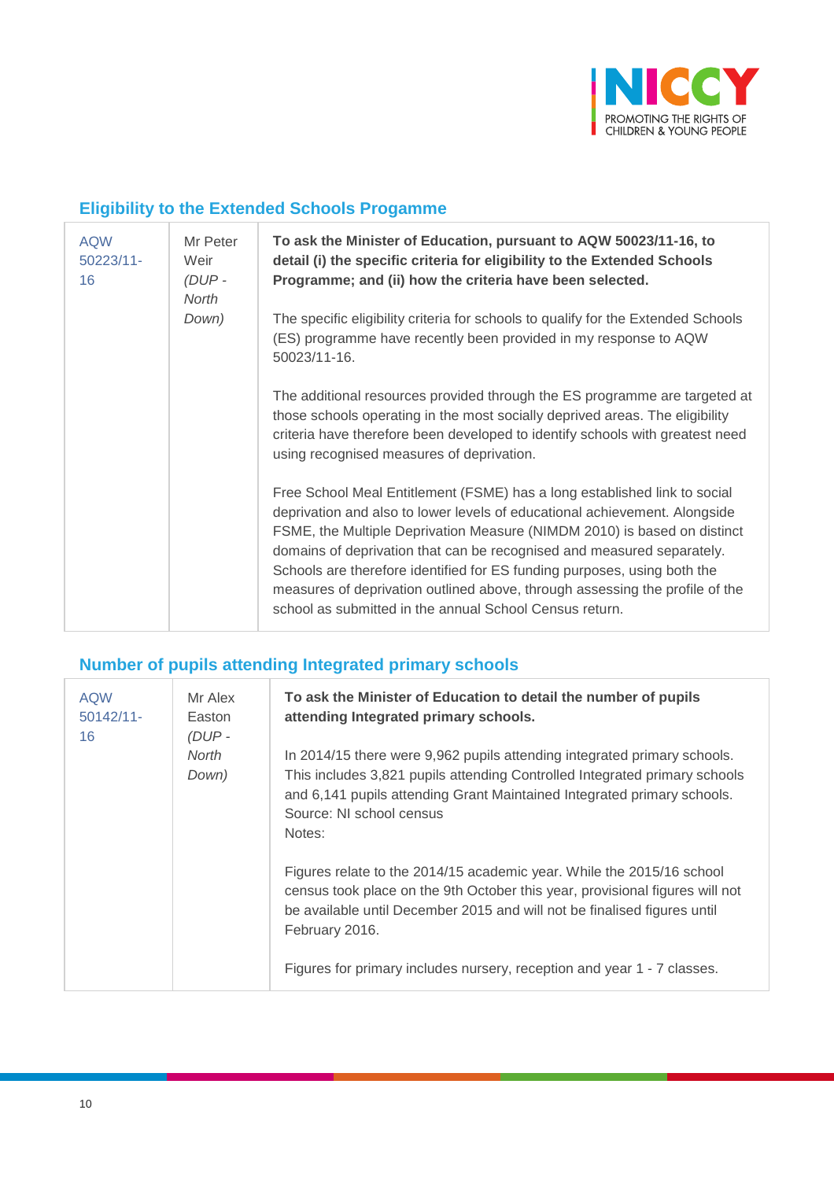## Eligibility to the Extended Schools Progamme

| | | |
|---|---|---|
| AQW 50223/11-16 | Mr Peter Weir *(DUP - North Down)* | **To ask the Minister of Education, pursuant to AQW 50023/11-16, to detail (i) the specific criteria for eligibility to the Extended Schools Programme; and (ii) how the criteria have been selected.**<br><br>The specific eligibility criteria for schools to qualify for the Extended Schools (ES) programme have recently been provided in my response to AQW 50023/11-16.<br><br>The additional resources provided through the ES programme are targeted at those schools operating in the most socially deprived areas. The eligibility criteria have therefore been developed to identify schools with greatest need using recognised measures of deprivation.<br><br>Free School Meal Entitlement (FSME) has a long established link to social deprivation and also to lower levels of educational achievement. Alongside FSME, the Multiple Deprivation Measure (NIMDM 2010) is based on distinct domains of deprivation that can be recognised and measured separately. Schools are therefore identified for ES funding purposes, using both the measures of deprivation outlined above, through assessing the profile of the school as submitted in the annual School Census return. |

## Number of pupils attending Integrated primary schools

| | | |
|---|---|---|
| AQW 50142/11-16 | Mr Alex Easton *(DUP - North Down)* | **To ask the Minister of Education to detail the number of pupils attending Integrated primary schools.**<br><br>In 2014/15 there were 9,962 pupils attending integrated primary schools. This includes 3,821 pupils attending Controlled Integrated primary schools and 6,141 pupils attending Grant Maintained Integrated primary schools.<br>Source: NI school census<br>Notes:<br><br>Figures relate to the 2014/15 academic year. While the 2015/16 school census took place on the 9th October this year, provisional figures will not be available until December 2015 and will not be finalised figures until February 2016.<br><br>Figures for primary includes nursery, reception and year 1 - 7 classes. |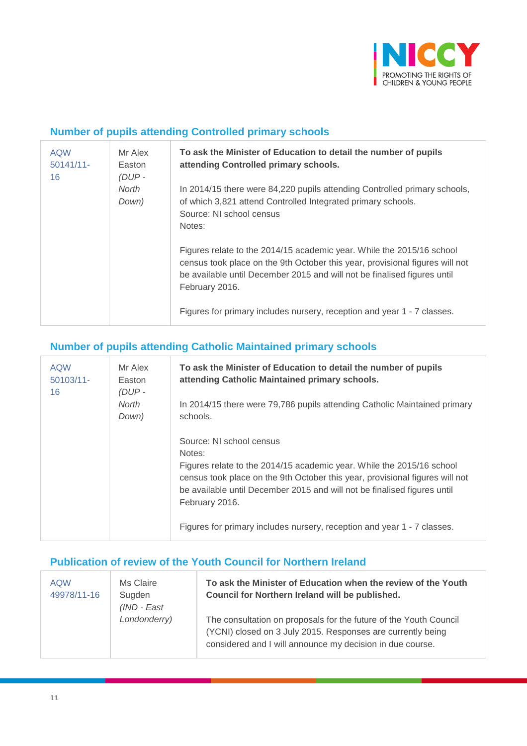## Number of pupils attending Controlled primary schools

| | | |
|---|---|---|
| AQW 50141/11-16 | Mr Alex Easton *(DUP - North Down)* | **To ask the Minister of Education to detail the number of pupils attending Controlled primary schools.**<br><br>In 2014/15 there were 84,220 pupils attending Controlled primary schools, of which 3,821 attend Controlled Integrated primary schools.<br>Source: NI school census<br>Notes:<br><br>Figures relate to the 2014/15 academic year. While the 2015/16 school census took place on the 9th October this year, provisional figures will not be available until December 2015 and will not be finalised figures until February 2016.<br><br>Figures for primary includes nursery, reception and year 1 - 7 classes. |

## Number of pupils attending Catholic Maintained primary schools

| | | |
|---|---|---|
| AQW 50103/11-16 | Mr Alex Easton *(DUP - North Down)* | **To ask the Minister of Education to detail the number of pupils attending Catholic Maintained primary schools.**<br><br>In 2014/15 there were 79,786 pupils attending Catholic Maintained primary schools.<br><br>Source: NI school census<br>Notes:<br>Figures relate to the 2014/15 academic year. While the 2015/16 school census took place on the 9th October this year, provisional figures will not be available until December 2015 and will not be finalised figures until February 2016.<br><br>Figures for primary includes nursery, reception and year 1 - 7 classes. |

## Publication of review of the Youth Council for Northern Ireland

| | | |
|---|---|---|
| AQW 49978/11-16 | Ms Claire Sugden *(IND - East Londonderry)* | **To ask the Minister of Education when the review of the Youth Council for Northern Ireland will be published.**<br><br>The consultation on proposals for the future of the Youth Council (YCNI) closed on 3 July 2015. Responses are currently being considered and I will announce my decision in due course. |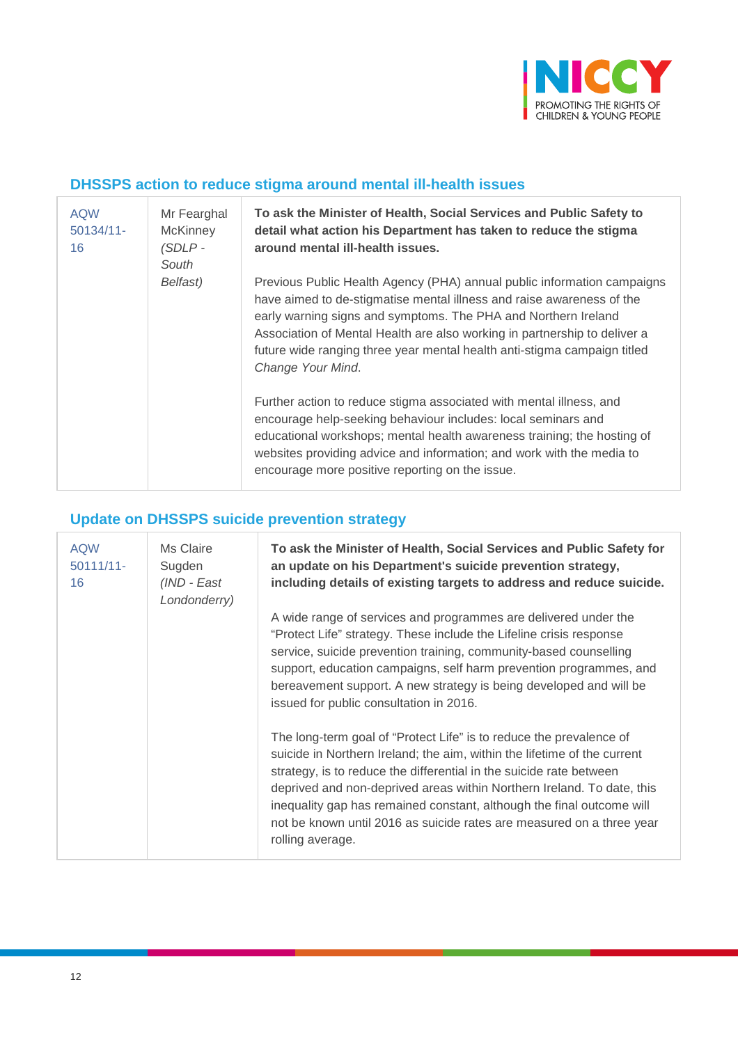## DHSSPS action to reduce stigma around mental ill-health issues

| | | |
|---|---|---|
| AQW 50134/11-16 | Mr Fearghal McKinney *(SDLP - South Belfast)* | **To ask the Minister of Health, Social Services and Public Safety to detail what action his Department has taken to reduce the stigma around mental ill-health issues.**<br><br>Previous Public Health Agency (PHA) annual public information campaigns have aimed to de-stigmatise mental illness and raise awareness of the early warning signs and symptoms. The PHA and Northern Ireland Association of Mental Health are also working in partnership to deliver a future wide ranging three year mental health anti-stigma campaign titled *Change Your Mind*.<br><br>Further action to reduce stigma associated with mental illness, and encourage help-seeking behaviour includes: local seminars and educational workshops; mental health awareness training; the hosting of websites providing advice and information; and work with the media to encourage more positive reporting on the issue. |

## Update on DHSSPS suicide prevention strategy

| | | |
|---|---|---|
| AQW 50111/11-16 | Ms Claire Sugden *(IND - East Londonderry)* | **To ask the Minister of Health, Social Services and Public Safety for an update on his Department's suicide prevention strategy, including details of existing targets to address and reduce suicide.**<br><br>A wide range of services and programmes are delivered under the "Protect Life" strategy. These include the Lifeline crisis response service, suicide prevention training, community-based counselling support, education campaigns, self harm prevention programmes, and bereavement support. A new strategy is being developed and will be issued for public consultation in 2016.<br><br>The long-term goal of "Protect Life" is to reduce the prevalence of suicide in Northern Ireland; the aim, within the lifetime of the current strategy, is to reduce the differential in the suicide rate between deprived and non-deprived areas within Northern Ireland. To date, this inequality gap has remained constant, although the final outcome will not be known until 2016 as suicide rates are measured on a three year rolling average. |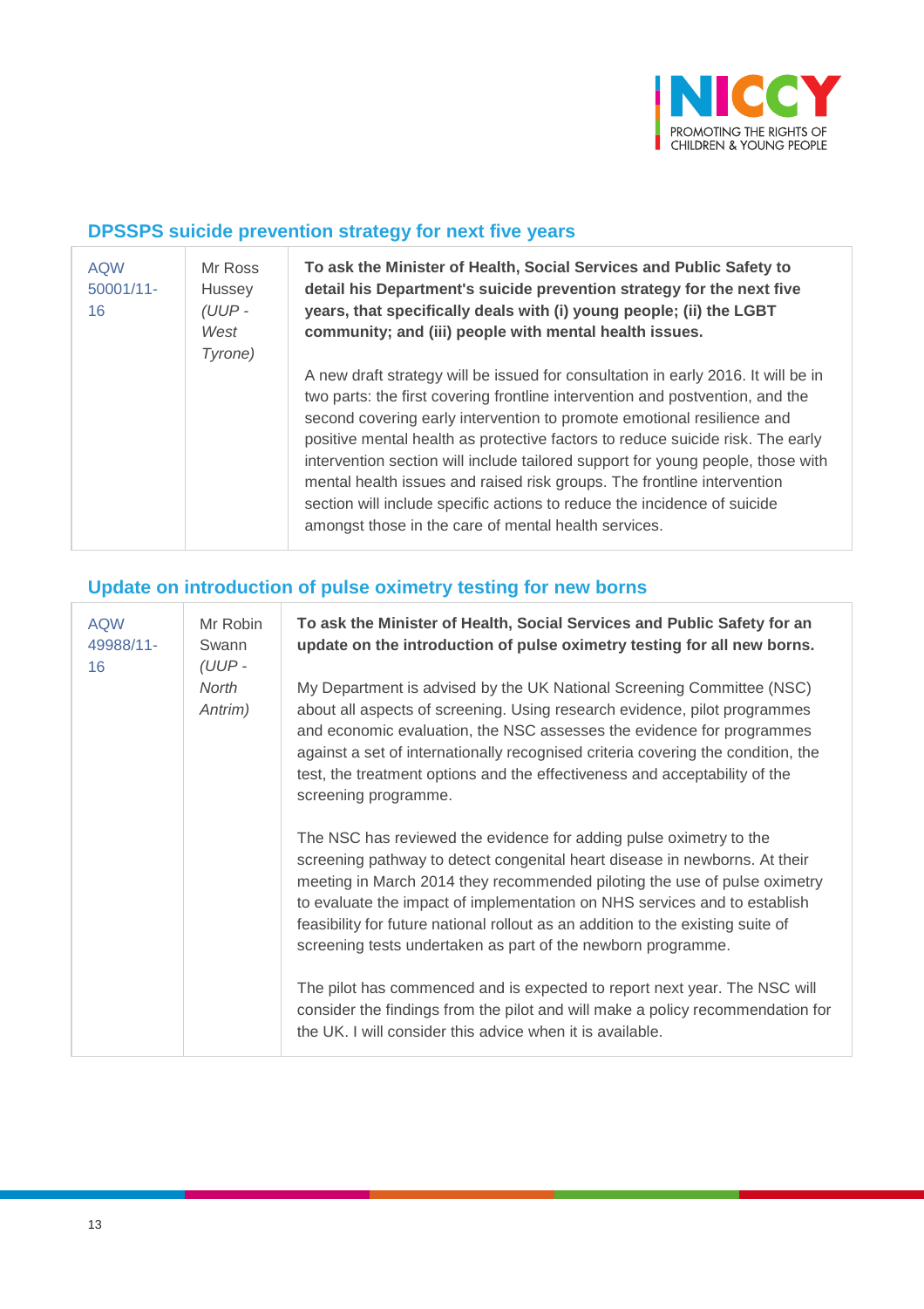## DPSSPS suicide prevention strategy for next five years

| | | |
|---|---|---|
| AQW 50001/11-16 | Mr Ross Hussey *(UUP - West Tyrone)* | **To ask the Minister of Health, Social Services and Public Safety to detail his Department's suicide prevention strategy for the next five years, that specifically deals with (i) young people; (ii) the LGBT community; and (iii) people with mental health issues.**<br><br>A new draft strategy will be issued for consultation in early 2016. It will be in two parts: the first covering frontline intervention and postvention, and the second covering early intervention to promote emotional resilience and positive mental health as protective factors to reduce suicide risk. The early intervention section will include tailored support for young people, those with mental health issues and raised risk groups. The frontline intervention section will include specific actions to reduce the incidence of suicide amongst those in the care of mental health services. |

## Update on introduction of pulse oximetry testing for new borns

| | | |
|---|---|---|
| AQW 49988/11-16 | Mr Robin Swann *(UUP - North Antrim)* | **To ask the Minister of Health, Social Services and Public Safety for an update on the introduction of pulse oximetry testing for all new borns.**<br><br>My Department is advised by the UK National Screening Committee (NSC) about all aspects of screening. Using research evidence, pilot programmes and economic evaluation, the NSC assesses the evidence for programmes against a set of internationally recognised criteria covering the condition, the test, the treatment options and the effectiveness and acceptability of the screening programme.<br><br>The NSC has reviewed the evidence for adding pulse oximetry to the screening pathway to detect congenital heart disease in newborns. At their meeting in March 2014 they recommended piloting the use of pulse oximetry to evaluate the impact of implementation on NHS services and to establish feasibility for future national rollout as an addition to the existing suite of screening tests undertaken as part of the newborn programme.<br><br>The pilot has commenced and is expected to report next year. The NSC will consider the findings from the pilot and will make a policy recommendation for the UK. I will consider this advice when it is available. |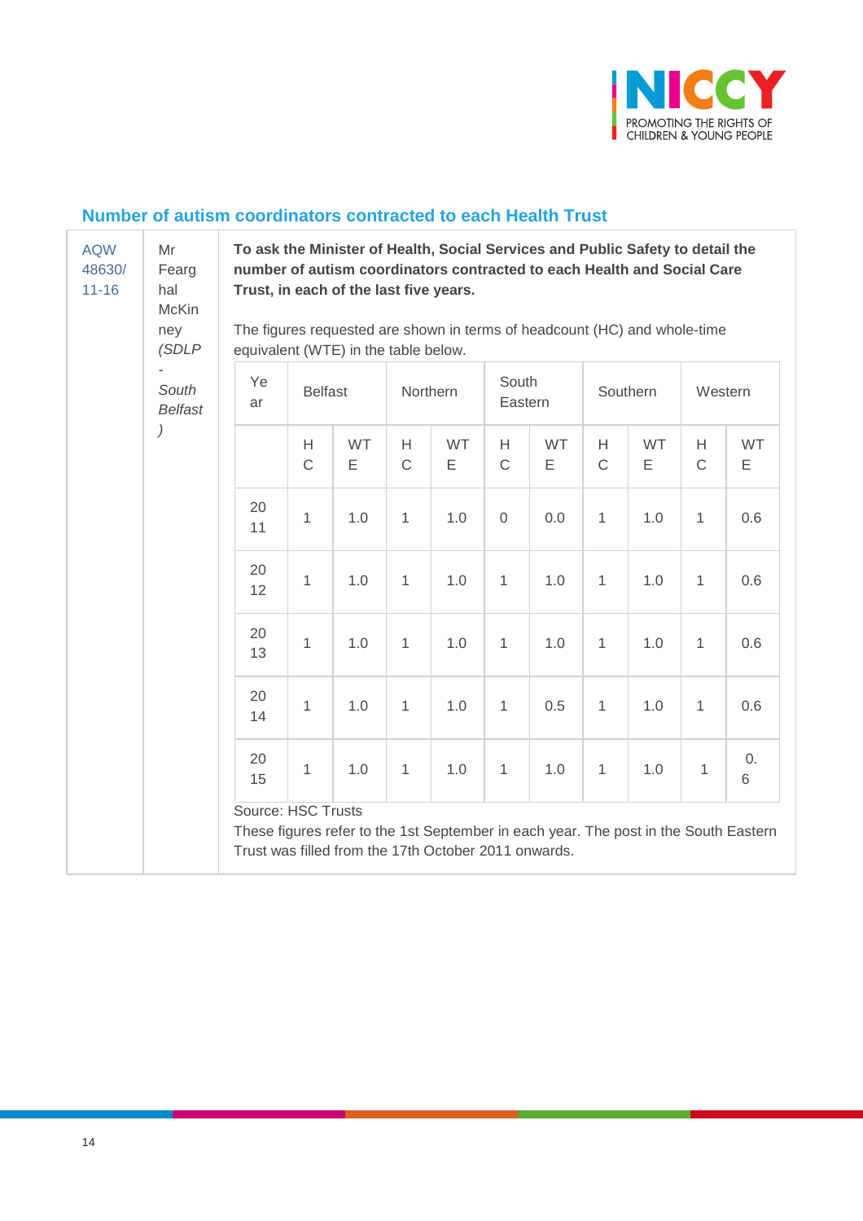## Number of autism coordinators contracted to each Health Trust

| AQW 48630/11-16 | Mr Fearghal McKinney *(SDLP - South Belfast)* | **To ask the Minister of Health, Social Services and Public Safety to detail the number of autism coordinators contracted to each Health and Social Care Trust, in each of the last five years.** |
|---|---|---|

The figures requested are shown in terms of headcount (HC) and whole-time equivalent (WTE) in the table below.

| Year | Belfast | | Northern | | South Eastern | | Southern | | Western | |
|---|---|---|---|---|---|---|---|---|---|---|
| | HC | WTE | HC | WTE | HC | WTE | HC | WTE | HC | WTE |
| 2011 | 1 | 1.0 | 1 | 1.0 | 0 | 0.0 | 1 | 1.0 | 1 | 0.6 |
| 2012 | 1 | 1.0 | 1 | 1.0 | 1 | 1.0 | 1 | 1.0 | 1 | 0.6 |
| 2013 | 1 | 1.0 | 1 | 1.0 | 1 | 1.0 | 1 | 1.0 | 1 | 0.6 |
| 2014 | 1 | 1.0 | 1 | 1.0 | 1 | 0.5 | 1 | 1.0 | 1 | 0.6 |
| 2015 | 1 | 1.0 | 1 | 1.0 | 1 | 1.0 | 1 | 1.0 | 1 | 0.6 |

Source: HSC Trusts

These figures refer to the 1st September in each year. The post in the South Eastern Trust was filled from the 17th October 2011 onwards.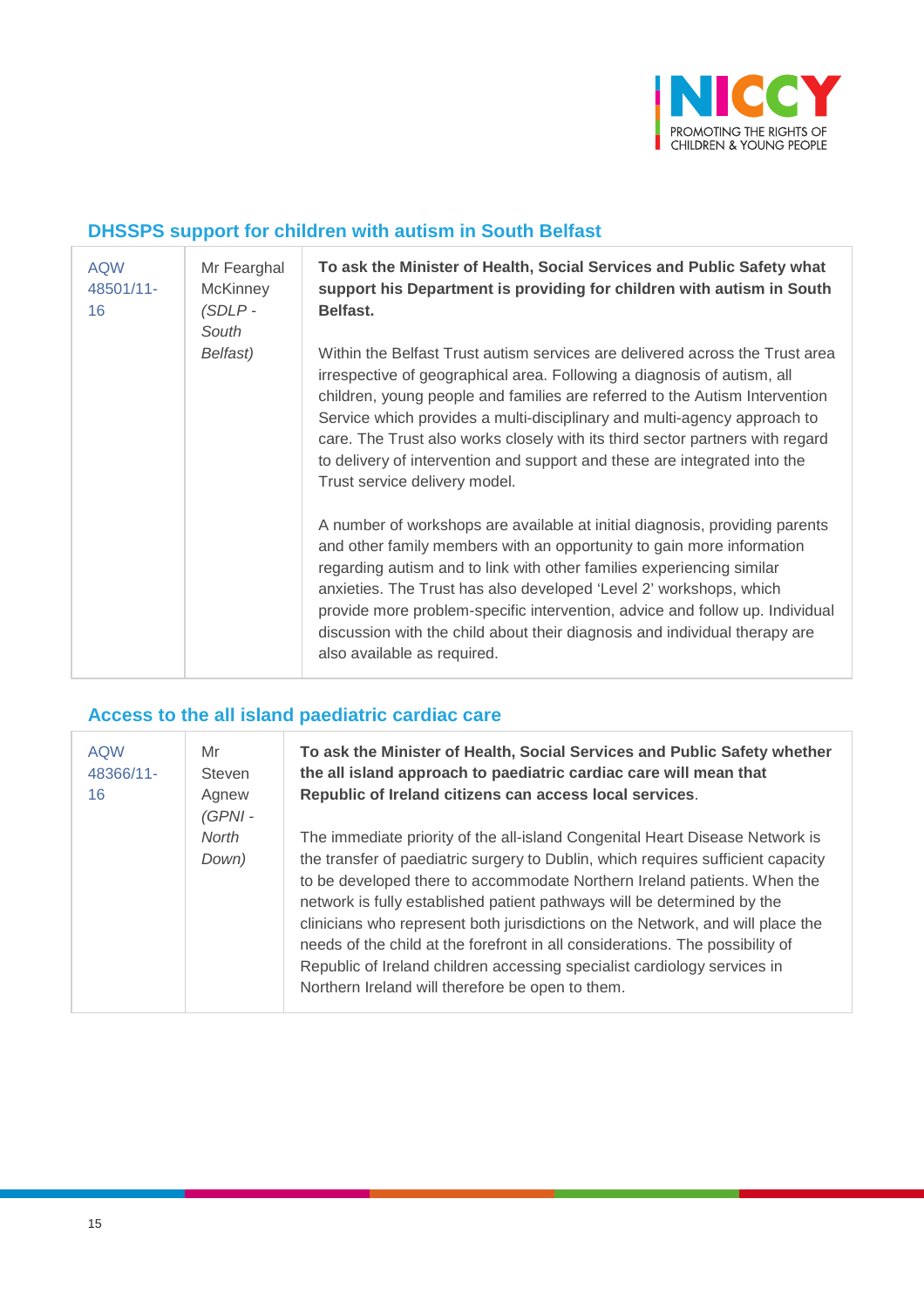## DHSSPS support for children with autism in South Belfast

| | | |
|---|---|---|
| AQW 48501/11-16 | Mr Fearghal McKinney *(SDLP - South Belfast)* | **To ask the Minister of Health, Social Services and Public Safety what support his Department is providing for children with autism in South Belfast.**<br><br>Within the Belfast Trust autism services are delivered across the Trust area irrespective of geographical area. Following a diagnosis of autism, all children, young people and families are referred to the Autism Intervention Service which provides a multi-disciplinary and multi-agency approach to care. The Trust also works closely with its third sector partners with regard to delivery of intervention and support and these are integrated into the Trust service delivery model.<br><br>A number of workshops are available at initial diagnosis, providing parents and other family members with an opportunity to gain more information regarding autism and to link with other families experiencing similar anxieties. The Trust has also developed 'Level 2' workshops, which provide more problem-specific intervention, advice and follow up. Individual discussion with the child about their diagnosis and individual therapy are also available as required. |

## Access to the all island paediatric cardiac care

| | | |
|---|---|---|
| AQW 48366/11-16 | Mr Steven Agnew *(GPNI - North Down)* | **To ask the Minister of Health, Social Services and Public Safety whether the all island approach to paediatric cardiac care will mean that Republic of Ireland citizens can access local services**.<br><br>The immediate priority of the all-island Congenital Heart Disease Network is the transfer of paediatric surgery to Dublin, which requires sufficient capacity to be developed there to accommodate Northern Ireland patients. When the network is fully established patient pathways will be determined by the clinicians who represent both jurisdictions on the Network, and will place the needs of the child at the forefront in all considerations. The possibility of Republic of Ireland children accessing specialist cardiology services in Northern Ireland will therefore be open to them. |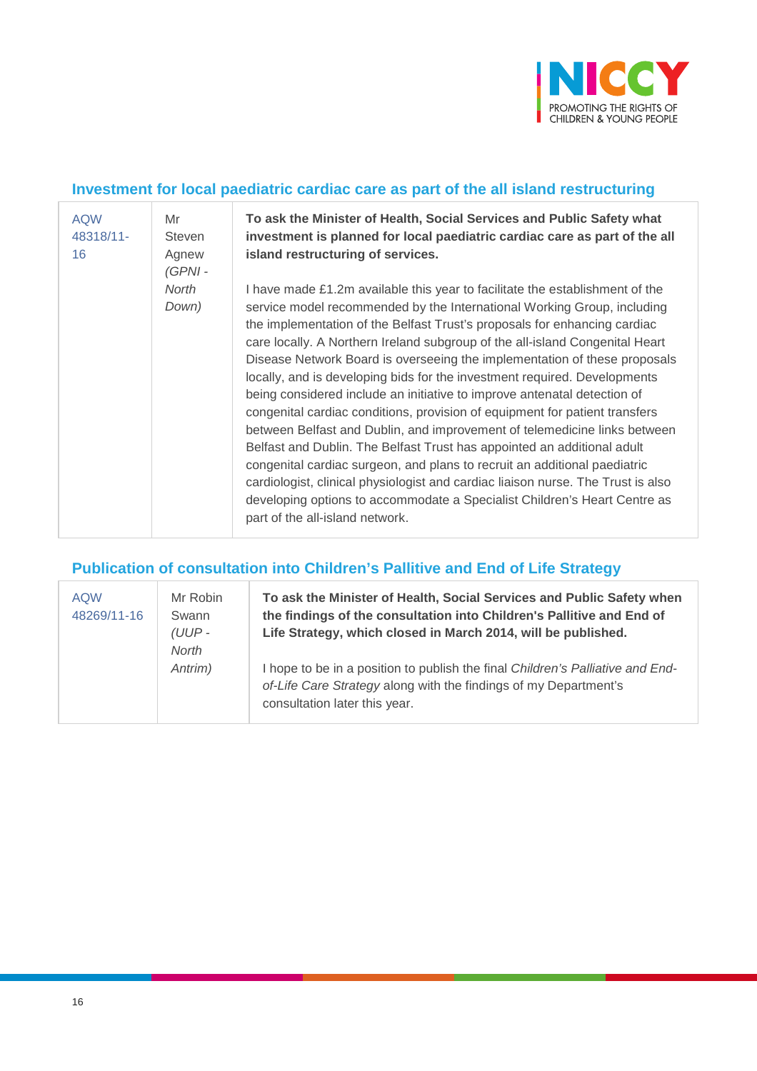## Investment for local paediatric cardiac care as part of the all island restructuring

| | | |
|---|---|---|
| AQW 48318/11-16 | Mr Steven Agnew *(GPNI - North Down)* | **To ask the Minister of Health, Social Services and Public Safety what investment is planned for local paediatric cardiac care as part of the all island restructuring of services.**<br><br>I have made £1.2m available this year to facilitate the establishment of the service model recommended by the International Working Group, including the implementation of the Belfast Trust's proposals for enhancing cardiac care locally. A Northern Ireland subgroup of the all-island Congenital Heart Disease Network Board is overseeing the implementation of these proposals locally, and is developing bids for the investment required. Developments being considered include an initiative to improve antenatal detection of congenital cardiac conditions, provision of equipment for patient transfers between Belfast and Dublin, and improvement of telemedicine links between Belfast and Dublin. The Belfast Trust has appointed an additional adult congenital cardiac surgeon, and plans to recruit an additional paediatric cardiologist, clinical physiologist and cardiac liaison nurse. The Trust is also developing options to accommodate a Specialist Children's Heart Centre as part of the all-island network. |

## Publication of consultation into Children's Pallitive and End of Life Strategy

| | | |
|---|---|---|
| AQW 48269/11-16 | Mr Robin Swann *(UUP - North Antrim)* | **To ask the Minister of Health, Social Services and Public Safety when the findings of the consultation into Children's Pallitive and End of Life Strategy, which closed in March 2014, will be published.**<br><br>I hope to be in a position to publish the final *Children's Palliative and End-of-Life Care Strategy* along with the findings of my Department's consultation later this year. |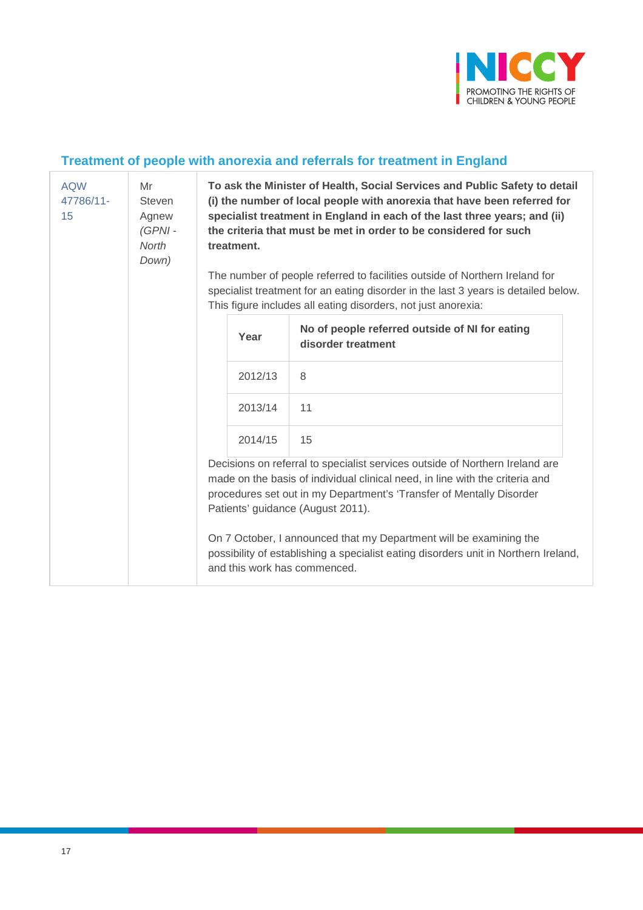## Treatment of people with anorexia and referrals for treatment in England

| AQW 47786/11-15 | Mr Steven Agnew *(GPNI - North Down)* | **To ask the Minister of Health, Social Services and Public Safety to detail (i) the number of local people with anorexia that have been referred for specialist treatment in England in each of the last three years; and (ii) the criteria that must be met in order to be considered for such treatment.** |
|---|---|---|

The number of people referred to facilities outside of Northern Ireland for specialist treatment for an eating disorder in the last 3 years is detailed below. This figure includes all eating disorders, not just anorexia:

| Year | No of people referred outside of NI for eating disorder treatment |
|---|---|
| 2012/13 | 8 |
| 2013/14 | 11 |
| 2014/15 | 15 |

Decisions on referral to specialist services outside of Northern Ireland are made on the basis of individual clinical need, in line with the criteria and procedures set out in my Department's 'Transfer of Mentally Disorder Patients' guidance (August 2011).

On 7 October, I announced that my Department will be examining the possibility of establishing a specialist eating disorders unit in Northern Ireland, and this work has commenced.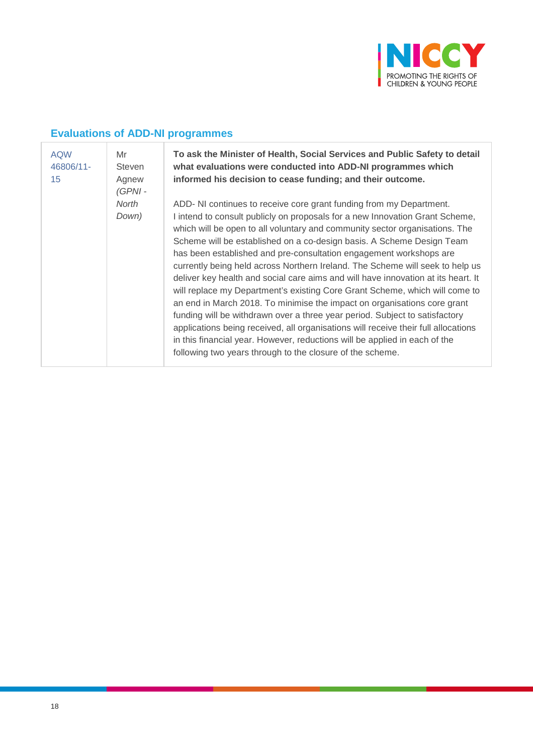## Evaluations of ADD-NI programmes

| | | |
|---|---|---|
| AQW 46806/11-15 | Mr Steven Agnew *(GPNI - North Down)* | **To ask the Minister of Health, Social Services and Public Safety to detail what evaluations were conducted into ADD-NI programmes which informed his decision to cease funding; and their outcome.**<br><br>ADD- NI continues to receive core grant funding from my Department. I intend to consult publicly on proposals for a new Innovation Grant Scheme, which will be open to all voluntary and community sector organisations. The Scheme will be established on a co-design basis. A Scheme Design Team has been established and pre-consultation engagement workshops are currently being held across Northern Ireland. The Scheme will seek to help us deliver key health and social care aims and will have innovation at its heart. It will replace my Department's existing Core Grant Scheme, which will come to an end in March 2018. To minimise the impact on organisations core grant funding will be withdrawn over a three year period. Subject to satisfactory applications being received, all organisations will receive their full allocations in this financial year. However, reductions will be applied in each of the following two years through to the closure of the scheme. |